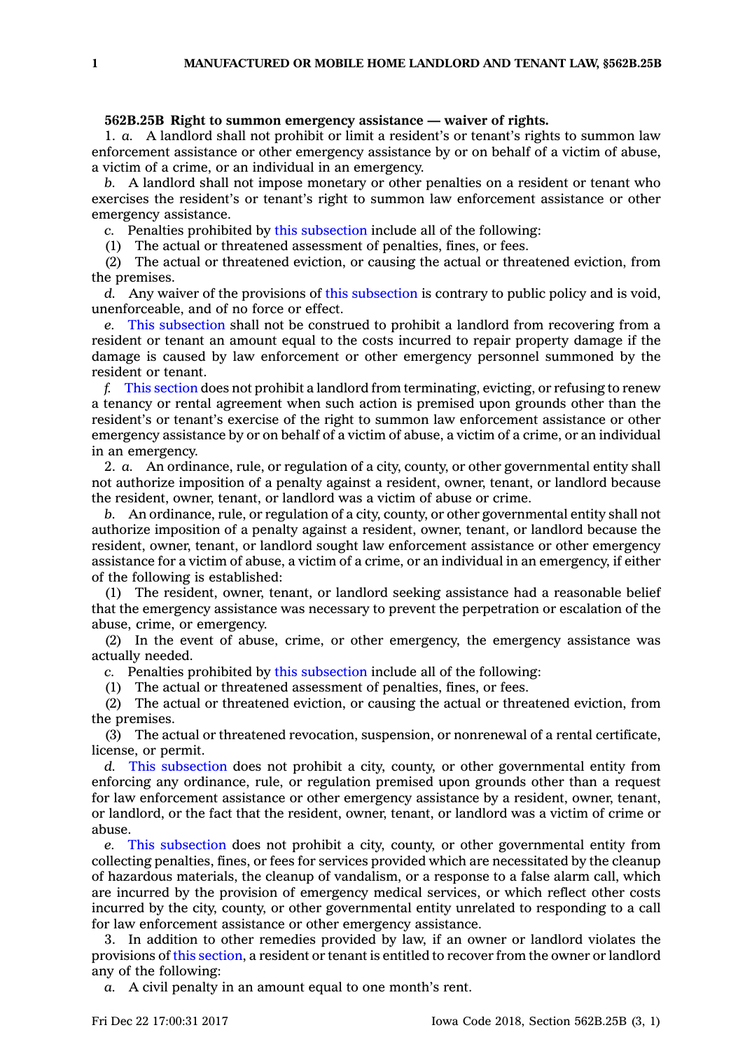**562B.25B Right to summon emergency assistance — waiver of rights.**

1. *a.* A landlord shall not prohibit or limit a resident's or tenant's rights to summon law enforcement assistance or other emergency assistance by or on behalf of a victim of abuse, a victim of a crime, or an individual in an emergency.

*b.* A landlord shall not impose monetary or other penalties on a resident or tenant who exercises the resident's or tenant's right to summon law enforcement assistance or other emergency assistance.

*c.* Penalties prohibited by this subsection include all of the following:

(1) The actual or threatened assessment of penalties, fines, or fees.

(2) The actual or threatened eviction, or causing the actual or threatened eviction, from the premises.

*d.* Any waiver of the provisions of this subsection is contrary to public policy and is void, unenforceable, and of no force or effect.

*e.* This subsection shall not be construed to prohibit a landlord from recovering from a resident or tenant an amount equal to the costs incurred to repair property damage if the damage is caused by law enforcement or other emergency personnel summoned by the resident or tenant.

*f.* This section does not prohibit a landlord from terminating, evicting, or refusing to renew a tenancy or rental agreement when such action is premised upon grounds other than the resident's or tenant's exercise of the right to summon law enforcement assistance or other emergency assistance by or on behalf of a victim of abuse, a victim of a crime, or an individual in an emergency.

2. *a.* An ordinance, rule, or regulation of a city, county, or other governmental entity shall not authorize imposition of a penalty against a resident, owner, tenant, or landlord because the resident, owner, tenant, or landlord was a victim of abuse or crime.

*b.* An ordinance, rule, or regulation of a city, county, or other governmental entity shall not authorize imposition of a penalty against a resident, owner, tenant, or landlord because the resident, owner, tenant, or landlord sought law enforcement assistance or other emergency assistance for a victim of abuse, a victim of a crime, or an individual in an emergency, if either of the following is established:

(1) The resident, owner, tenant, or landlord seeking assistance had a reasonable belief that the emergency assistance was necessary to prevent the perpetration or escalation of the abuse, crime, or emergency.

(2) In the event of abuse, crime, or other emergency, the emergency assistance was actually needed.

*c.* Penalties prohibited by this subsection include all of the following:

(1) The actual or threatened assessment of penalties, fines, or fees.

(2) The actual or threatened eviction, or causing the actual or threatened eviction, from the premises.

(3) The actual or threatened revocation, suspension, or nonrenewal of a rental certificate, license, or permit.

*d.* This subsection does not prohibit a city, county, or other governmental entity from enforcing any ordinance, rule, or regulation premised upon grounds other than a request for law enforcement assistance or other emergency assistance by a resident, owner, tenant, or landlord, or the fact that the resident, owner, tenant, or landlord was a victim of crime or abuse.

*e.* This subsection does not prohibit a city, county, or other governmental entity from collecting penalties, fines, or fees for services provided which are necessitated by the cleanup of hazardous materials, the cleanup of vandalism, or a response to a false alarm call, which are incurred by the provision of emergency medical services, or which reflect other costs incurred by the city, county, or other governmental entity unrelated to responding to a call for law enforcement assistance or other emergency assistance.

3. In addition to other remedies provided by law, if an owner or landlord violates the provisions of this section, a resident or tenant is entitled to recover from the owner or landlord any of the following:

*a.* A civil penalty in an amount equal to one month's rent.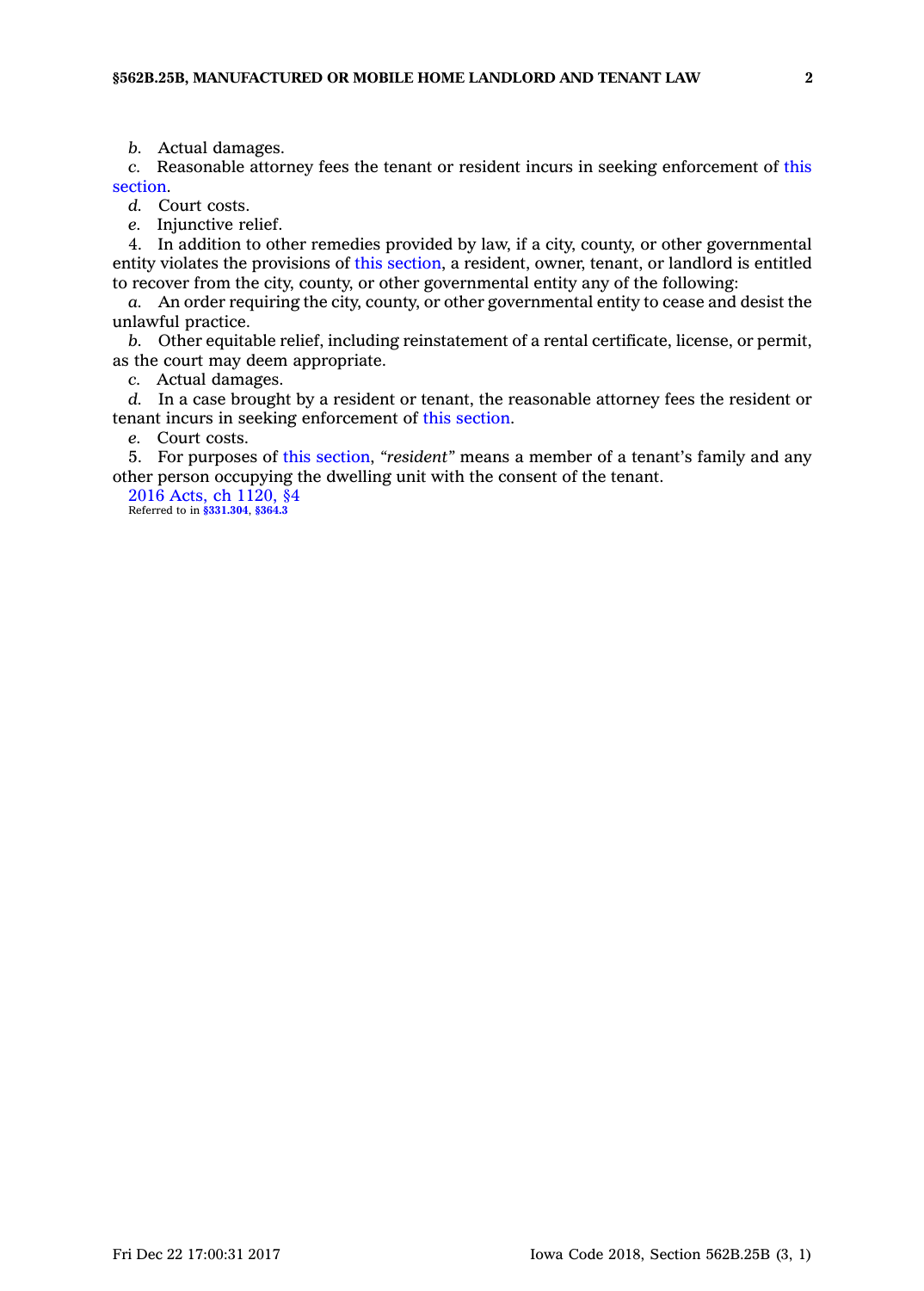*b.* Actual damages.

*c.* Reasonable attorney fees the tenant or resident incurs in seeking enforcement of this section.

*d.* Court costs.

*e.* Injunctive relief.

4. In addition to other remedies provided by law, if a city, county, or other governmental entity violates the provisions of this section, a resident, owner, tenant, or landlord is entitled to recover from the city, county, or other governmental entity any of the following:

*a.* An order requiring the city, county, or other governmental entity to cease and desist the unlawful practice.

*b.* Other equitable relief, including reinstatement of a rental certificate, license, or permit, as the court may deem appropriate.

*c.* Actual damages.

*d.* In a case brought by a resident or tenant, the reasonable attorney fees the resident or tenant incurs in seeking enforcement of this section.

*e.* Court costs.

5. For purposes of this section, *"resident"* means a member of a tenant's family and any other person occupying the dwelling unit with the consent of the tenant.

2016 Acts, ch 1120, §4

Referred to in **§331.304**, **§364.3**